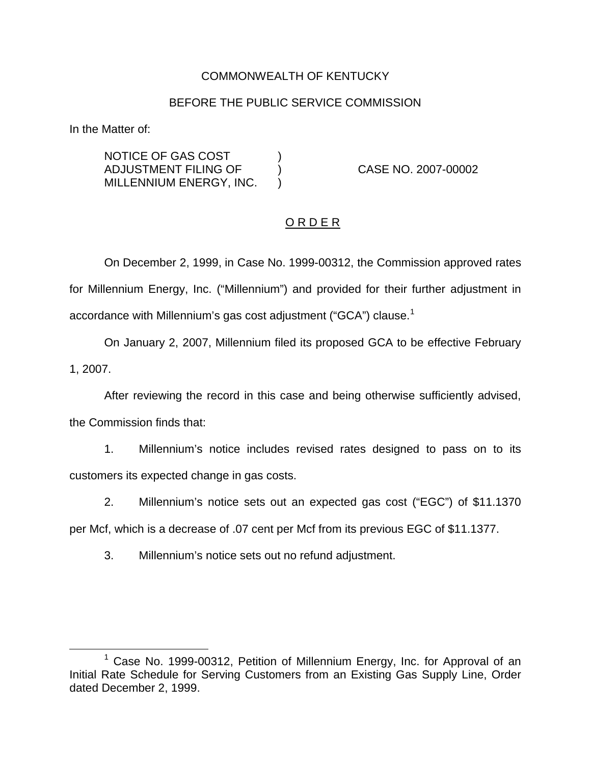COMMONWEALTH OF KENTUCKY

BEFORE THE PUBLIC SERVICE COMMISSION

In the Matter of:

NOTICE OF GAS COST ADJUSTMENT FILING OF MILLENNIUM ENERGY, INC. ) CASE NO. 2007-00002

O R D E R

On December 2, 1999, in Case No. 1999-00312, the Commission approved rates for Millennium Energy, Inc. ("Millennium") and provided for their further adjustment in accordance with Millennium's gas cost adjustment ("GCA") clause.[1]

On January 2, 2007, Millennium filed its proposed GCA to be effective February 1, 2007.

After reviewing the record in this case and being otherwise sufficiently advised, the Commission finds that:

1. Millennium's notice includes revised rates designed to pass on to its customers its expected change in gas costs.

2. Millennium's notice sets out an expected gas cost ("EGC") of $11.1370 per Mcf, which is a decrease of .07 cent per Mcf from its previous EGC of $11.1377.

3. Millennium's notice sets out no refund adjustment.

[1] Case No. 1999-00312, Petition of Millennium Energy, Inc. for Approval of an Initial Rate Schedule for Serving Customers from an Existing Gas Supply Line, Order dated December 2, 1999.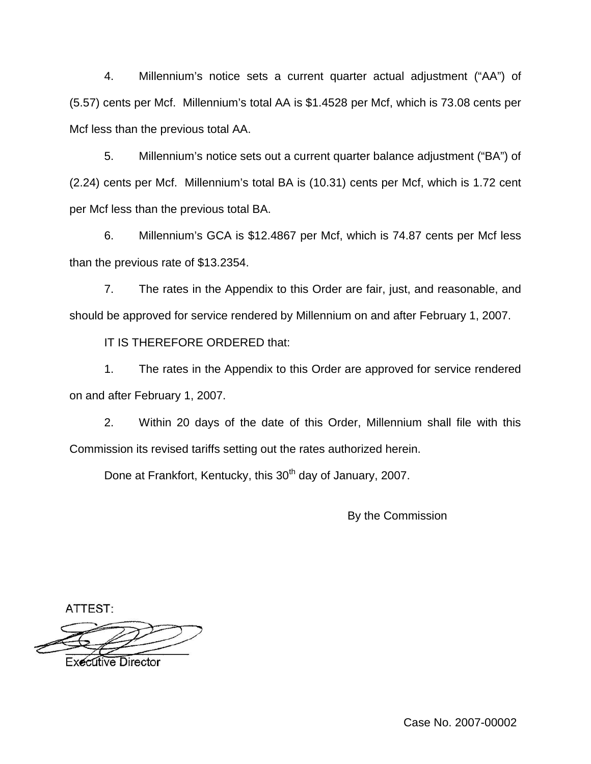4. Millennium's notice sets a current quarter actual adjustment ("AA") of (5.57) cents per Mcf. Millennium's total AA is $1.4528 per Mcf, which is 73.08 cents per Mcf less than the previous total AA.

5. Millennium's notice sets out a current quarter balance adjustment ("BA") of (2.24) cents per Mcf. Millennium's total BA is (10.31) cents per Mcf, which is 1.72 cent per Mcf less than the previous total BA.

6. Millennium's GCA is $12.4867 per Mcf, which is 74.87 cents per Mcf less than the previous rate of $13.2354.

7. The rates in the Appendix to this Order are fair, just, and reasonable, and should be approved for service rendered by Millennium on and after February 1, 2007.

IT IS THEREFORE ORDERED that:

1. The rates in the Appendix to this Order are approved for service rendered on and after February 1, 2007.

2. Within 20 days of the date of this Order, Millennium shall file with this Commission its revised tariffs setting out the rates authorized herein.

Done at Frankfort, Kentucky, this 30th day of January, 2007.

By the Commission

ATTEST:

Executive Director

Case No. 2007-00002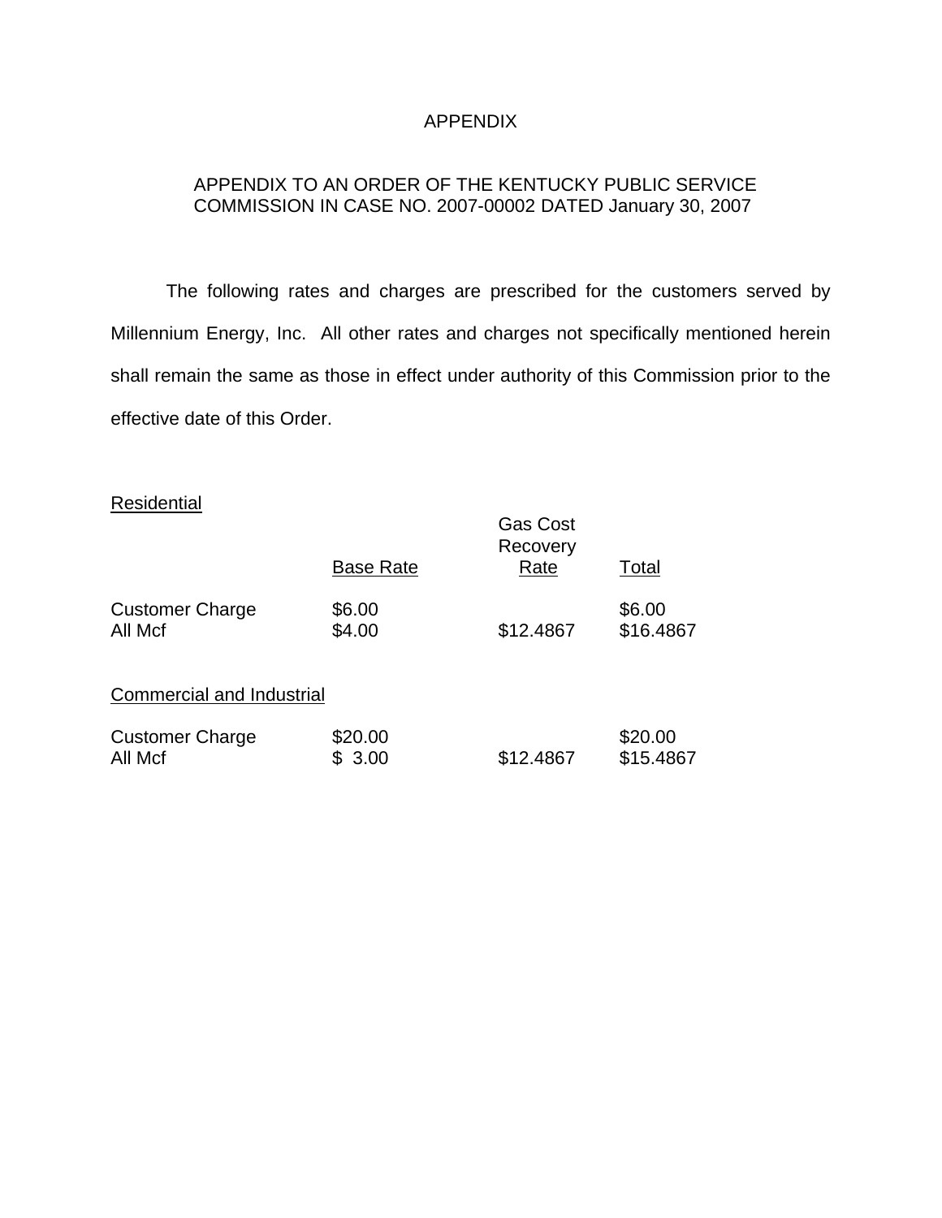# APPENDIX

## APPENDIX TO AN ORDER OF THE KENTUCKY PUBLIC SERVICE COMMISSION IN CASE NO. 2007-00002 DATED January 30, 2007

The following rates and charges are prescribed for the customers served by Millennium Energy, Inc. All other rates and charges not specifically mentioned herein shall remain the same as those in effect under authority of this Commission prior to the effective date of this Order.

<u>Residential</u>

| | Base Rate | Gas Cost Recovery Rate | Total |
|---|---|---|---|
| Customer Charge | $6.00 | | $6.00 |
| All Mcf | $4.00 | $12.4867 | $16.4867 |

<u>Commercial and Industrial</u>

| | Base Rate | Gas Cost Recovery Rate | Total |
|---|---|---|---|
| Customer Charge | $20.00 | | $20.00 |
| All Mcf | $ 3.00 | $12.4867 | $15.4867 |